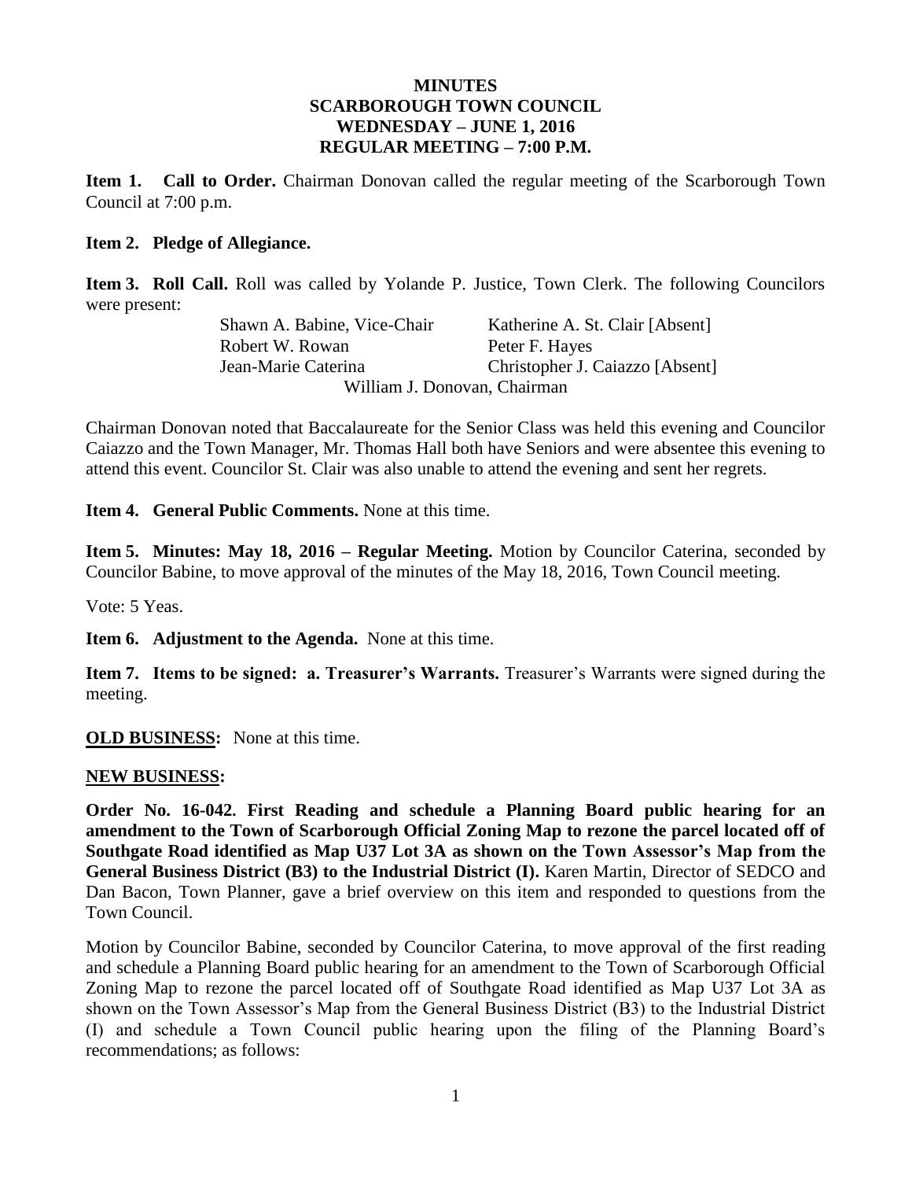**MINUTES**
**SCARBOROUGH TOWN COUNCIL**
**WEDNESDAY – JUNE 1, 2016**
**REGULAR MEETING – 7:00 P.M.**

**Item 1. Call to Order.** Chairman Donovan called the regular meeting of the Scarborough Town Council at 7:00 p.m.

**Item 2. Pledge of Allegiance.**

**Item 3. Roll Call.** Roll was called by Yolande P. Justice, Town Clerk. The following Councilors were present:

| | |
|---|---|
| Shawn A. Babine, Vice-Chair | Katherine A. St. Clair [Absent] |
| Robert W. Rowan | Peter F. Hayes |
| Jean-Marie Caterina | Christopher J. Caiazzo [Absent] |

William J. Donovan, Chairman

Chairman Donovan noted that Baccalaureate for the Senior Class was held this evening and Councilor Caiazzo and the Town Manager, Mr. Thomas Hall both have Seniors and were absentee this evening to attend this event. Councilor St. Clair was also unable to attend the evening and sent her regrets.

**Item 4. General Public Comments.** None at this time.

**Item 5. Minutes: May 18, 2016 – Regular Meeting.** Motion by Councilor Caterina, seconded by Councilor Babine, to move approval of the minutes of the May 18, 2016, Town Council meeting.

Vote: 5 Yeas.

**Item 6. Adjustment to the Agenda.** None at this time.

**Item 7. Items to be signed: a. Treasurer's Warrants.** Treasurer's Warrants were signed during the meeting.

**OLD BUSINESS:** None at this time.

**NEW BUSINESS:**

**Order No. 16-042. First Reading and schedule a Planning Board public hearing for an amendment to the Town of Scarborough Official Zoning Map to rezone the parcel located off of Southgate Road identified as Map U37 Lot 3A as shown on the Town Assessor's Map from the General Business District (B3) to the Industrial District (I).** Karen Martin, Director of SEDCO and Dan Bacon, Town Planner, gave a brief overview on this item and responded to questions from the Town Council.

Motion by Councilor Babine, seconded by Councilor Caterina, to move approval of the first reading and schedule a Planning Board public hearing for an amendment to the Town of Scarborough Official Zoning Map to rezone the parcel located off of Southgate Road identified as Map U37 Lot 3A as shown on the Town Assessor's Map from the General Business District (B3) to the Industrial District (I) and schedule a Town Council public hearing upon the filing of the Planning Board's recommendations; as follows: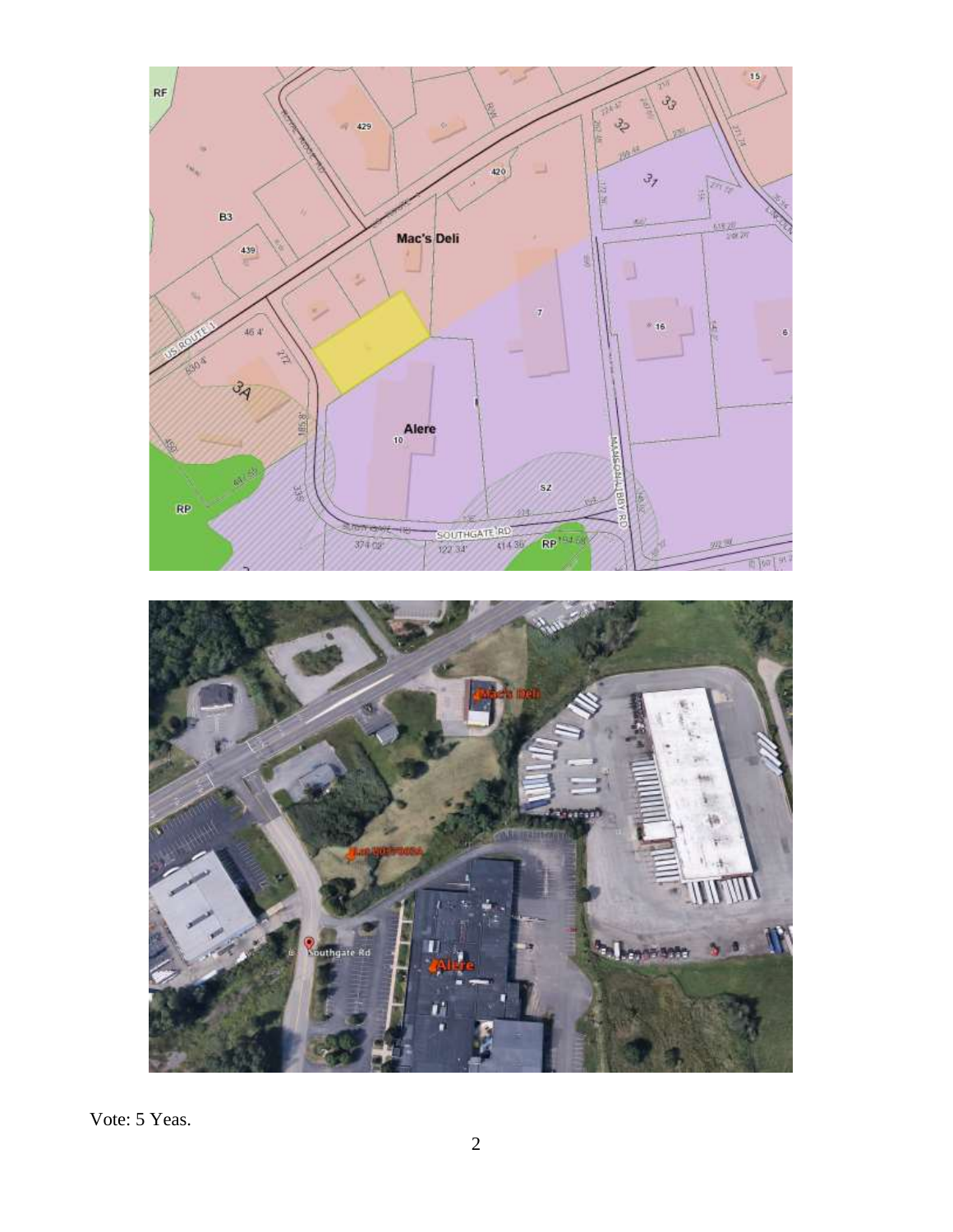Vote: 5 Yeas.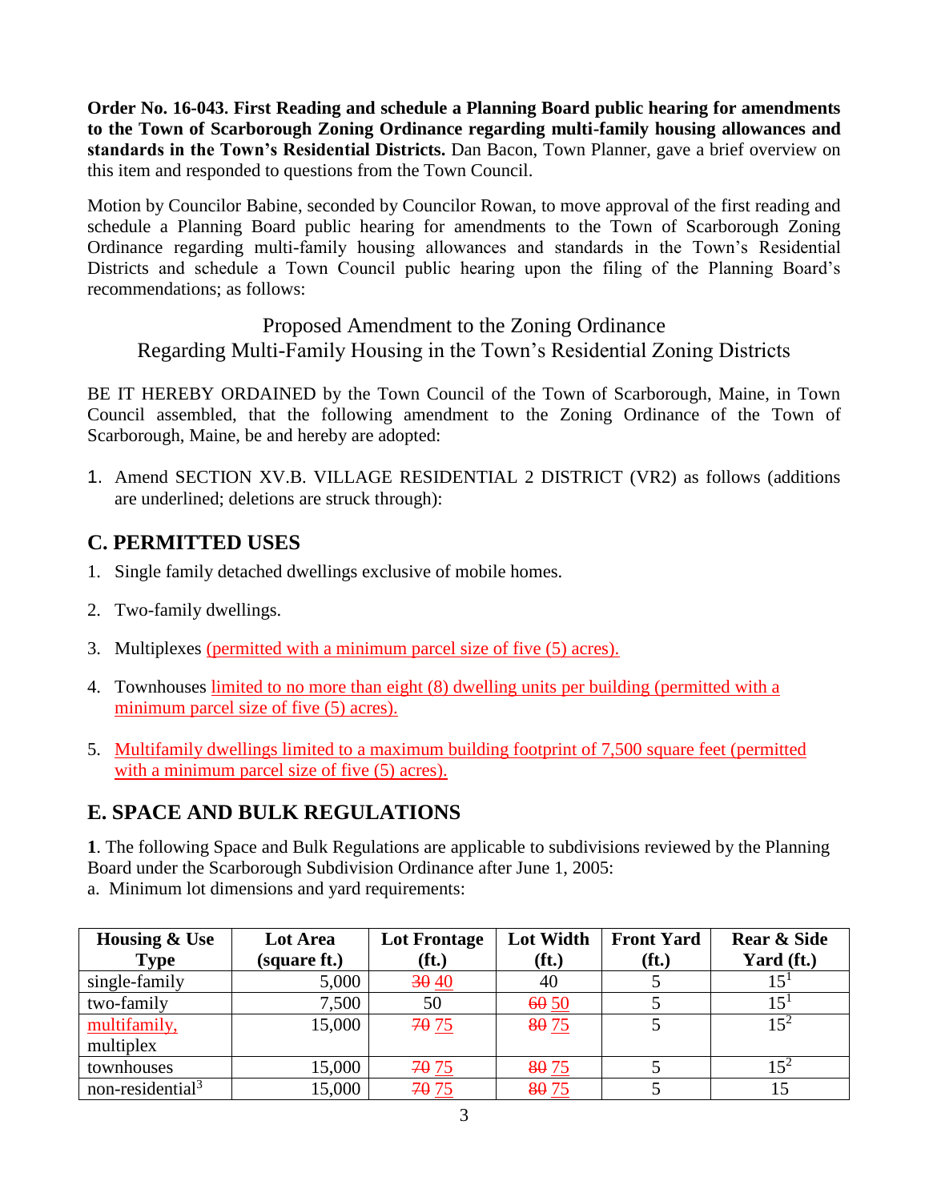**Order No. 16-043. First Reading and schedule a Planning Board public hearing for amendments to the Town of Scarborough Zoning Ordinance regarding multi-family housing allowances and standards in the Town's Residential Districts.** Dan Bacon, Town Planner, gave a brief overview on this item and responded to questions from the Town Council.

Motion by Councilor Babine, seconded by Councilor Rowan, to move approval of the first reading and schedule a Planning Board public hearing for amendments to the Town of Scarborough Zoning Ordinance regarding multi-family housing allowances and standards in the Town's Residential Districts and schedule a Town Council public hearing upon the filing of the Planning Board's recommendations; as follows:

Proposed Amendment to the Zoning Ordinance
Regarding Multi-Family Housing in the Town's Residential Zoning Districts

BE IT HEREBY ORDAINED by the Town Council of the Town of Scarborough, Maine, in Town Council assembled, that the following amendment to the Zoning Ordinance of the Town of Scarborough, Maine, be and hereby are adopted:

1. Amend SECTION XV.B. VILLAGE RESIDENTIAL 2 DISTRICT (VR2) as follows (additions are underlined; deletions are struck through):

## C. PERMITTED USES

1. Single family detached dwellings exclusive of mobile homes.
2. Two-family dwellings.
3. Multiplexes <u>(permitted with a minimum parcel size of five (5) acres).</u>
4. Townhouses <u>limited to no more than eight (8) dwelling units per building (permitted with a minimum parcel size of five (5) acres).</u>
5. <u>Multifamily dwellings limited to a maximum building footprint of 7,500 square feet (permitted with a minimum parcel size of five (5) acres).</u>

## E. SPACE AND BULK REGULATIONS

**1**. The following Space and Bulk Regulations are applicable to subdivisions reviewed by the Planning Board under the Scarborough Subdivision Ordinance after June 1, 2005:

a. Minimum lot dimensions and yard requirements:

| Housing & Use Type | Lot Area (square ft.) | Lot Frontage (ft.) | Lot Width (ft.) | Front Yard (ft.) | Rear & Side Yard (ft.) |
|---|---|---|---|---|---|
| single-family | 5,000 | ~~30~~ <u>40</u> | 40 | 5 | 15[1] |
| two-family | 7,500 | 50 | ~~60~~ <u>50</u> | 5 | 15[1] |
| <u>multifamily,</u> multiplex | 15,000 | ~~70~~ <u>75</u> | ~~80~~ <u>75</u> | 5 | 15[2] |
| townhouses | 15,000 | ~~70~~ <u>75</u> | ~~80~~ <u>75</u> | 5 | 15[2] |
| non-residential[3] | 15,000 | ~~70~~ <u>75</u> | ~~80~~ <u>75</u> | 5 | 15 |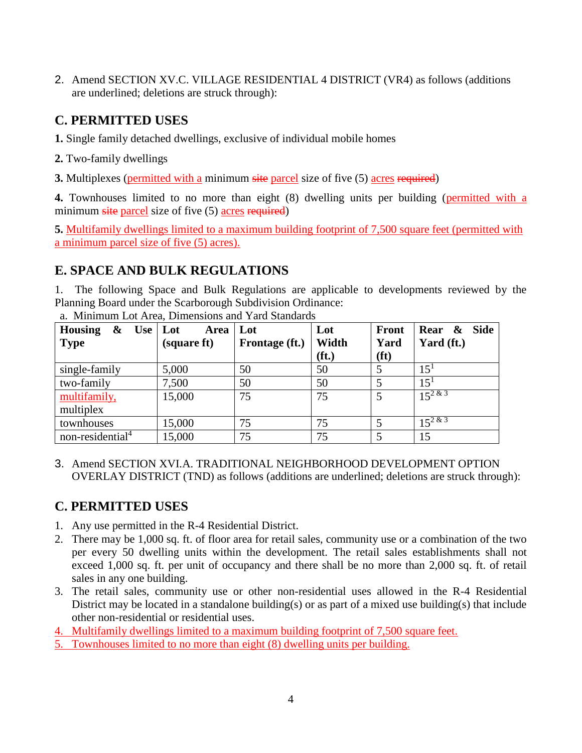2. Amend SECTION XV.C. VILLAGE RESIDENTIAL 4 DISTRICT (VR4) as follows (additions are underlined; deletions are struck through):

## C. PERMITTED USES

**1.** Single family detached dwellings, exclusive of individual mobile homes

**2.** Two-family dwellings

**3.** Multiplexes (<u>permitted with a</u> minimum ~~site~~ <u>parcel</u> size of five (5) <u>acres</u> ~~required~~)

**4.** Townhouses limited to no more than eight (8) dwelling units per building (<u>permitted with a</u> minimum ~~site~~ <u>parcel</u> size of five (5) <u>acres</u> ~~required~~)

**5.** <u>Multifamily dwellings limited to a maximum building footprint of 7,500 square feet (permitted with a minimum parcel size of five (5) acres).</u>

## E. SPACE AND BULK REGULATIONS

1. The following Space and Bulk Regulations are applicable to developments reviewed by the Planning Board under the Scarborough Subdivision Ordinance:

a. Minimum Lot Area, Dimensions and Yard Standards

| Housing & Use Type | Lot Area (square ft) | Lot Frontage (ft.) | Lot Width (ft.) | Front Yard (ft) | Rear & Side Yard (ft.) |
|---|---|---|---|---|---|
| single-family | 5,000 | 50 | 50 | 5 | 15[1] |
| two-family | 7,500 | 50 | 50 | 5 | 15[1] |
| <u>multifamily,</u> multiplex | 15,000 | 75 | 75 | 5 | 15[2 & 3] |
| townhouses | 15,000 | 75 | 75 | 5 | 15[2 & 3] |
| non-residential[4] | 15,000 | 75 | 75 | 5 | 15 |

3. Amend SECTION XVI.A. TRADITIONAL NEIGHBORHOOD DEVELOPMENT OPTION OVERLAY DISTRICT (TND) as follows (additions are underlined; deletions are struck through):

## C. PERMITTED USES

1. Any use permitted in the R-4 Residential District.
2. There may be 1,000 sq. ft. of floor area for retail sales, community use or a combination of the two per every 50 dwelling units within the development. The retail sales establishments shall not exceed 1,000 sq. ft. per unit of occupancy and there shall be no more than 2,000 sq. ft. of retail sales in any one building.
3. The retail sales, community use or other non-residential uses allowed in the R-4 Residential District may be located in a standalone building(s) or as part of a mixed use building(s) that include other non-residential or residential uses.
4. <u>Multifamily dwellings limited to a maximum building footprint of 7,500 square feet.</u>
5. <u>Townhouses limited to no more than eight (8) dwelling units per building.</u>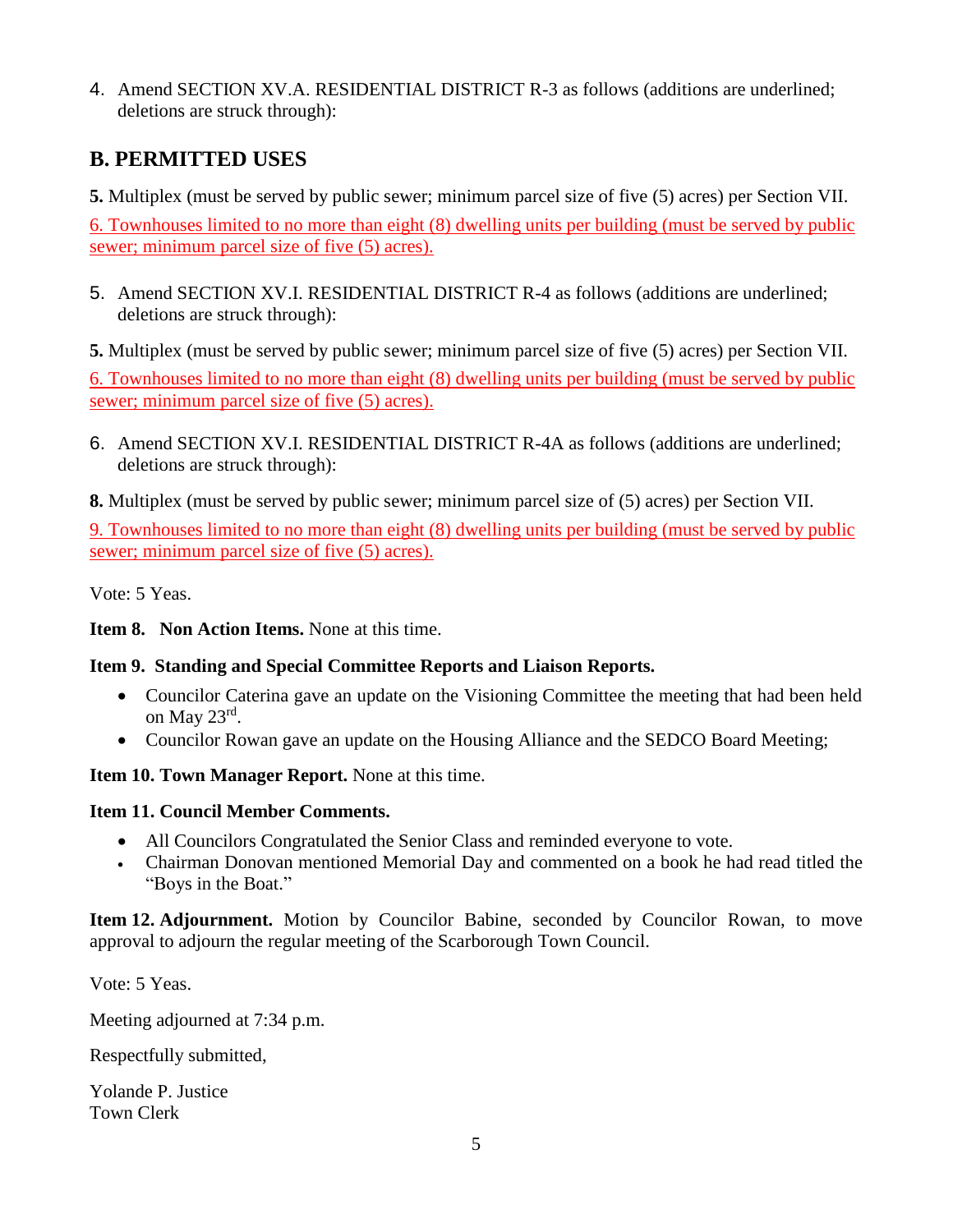4. Amend SECTION XV.A. RESIDENTIAL DISTRICT R-3 as follows (additions are underlined; deletions are struck through):

## B. PERMITTED USES

**5.** Multiplex (must be served by public sewer; minimum parcel size of five (5) acres) per Section VII.

<u>6. Townhouses limited to no more than eight (8) dwelling units per building (must be served by public sewer; minimum parcel size of five (5) acres).</u>

5. Amend SECTION XV.I. RESIDENTIAL DISTRICT R-4 as follows (additions are underlined; deletions are struck through):

**5.** Multiplex (must be served by public sewer; minimum parcel size of five (5) acres) per Section VII.

<u>6. Townhouses limited to no more than eight (8) dwelling units per building (must be served by public sewer; minimum parcel size of five (5) acres).</u>

6. Amend SECTION XV.I. RESIDENTIAL DISTRICT R-4A as follows (additions are underlined; deletions are struck through):

**8.** Multiplex (must be served by public sewer; minimum parcel size of (5) acres) per Section VII.

<u>9. Townhouses limited to no more than eight (8) dwelling units per building (must be served by public sewer; minimum parcel size of five (5) acres).</u>

Vote: 5 Yeas.

**Item 8. Non Action Items.** None at this time.

**Item 9. Standing and Special Committee Reports and Liaison Reports.**

- Councilor Caterina gave an update on the Visioning Committee the meeting that had been held on May 23rd.
- Councilor Rowan gave an update on the Housing Alliance and the SEDCO Board Meeting;

**Item 10. Town Manager Report.** None at this time.

**Item 11. Council Member Comments.**

- All Councilors Congratulated the Senior Class and reminded everyone to vote.
- Chairman Donovan mentioned Memorial Day and commented on a book he had read titled the "Boys in the Boat."

**Item 12. Adjournment.** Motion by Councilor Babine, seconded by Councilor Rowan, to move approval to adjourn the regular meeting of the Scarborough Town Council.

Vote: 5 Yeas.

Meeting adjourned at 7:34 p.m.

Respectfully submitted,

Yolande P. Justice
Town Clerk